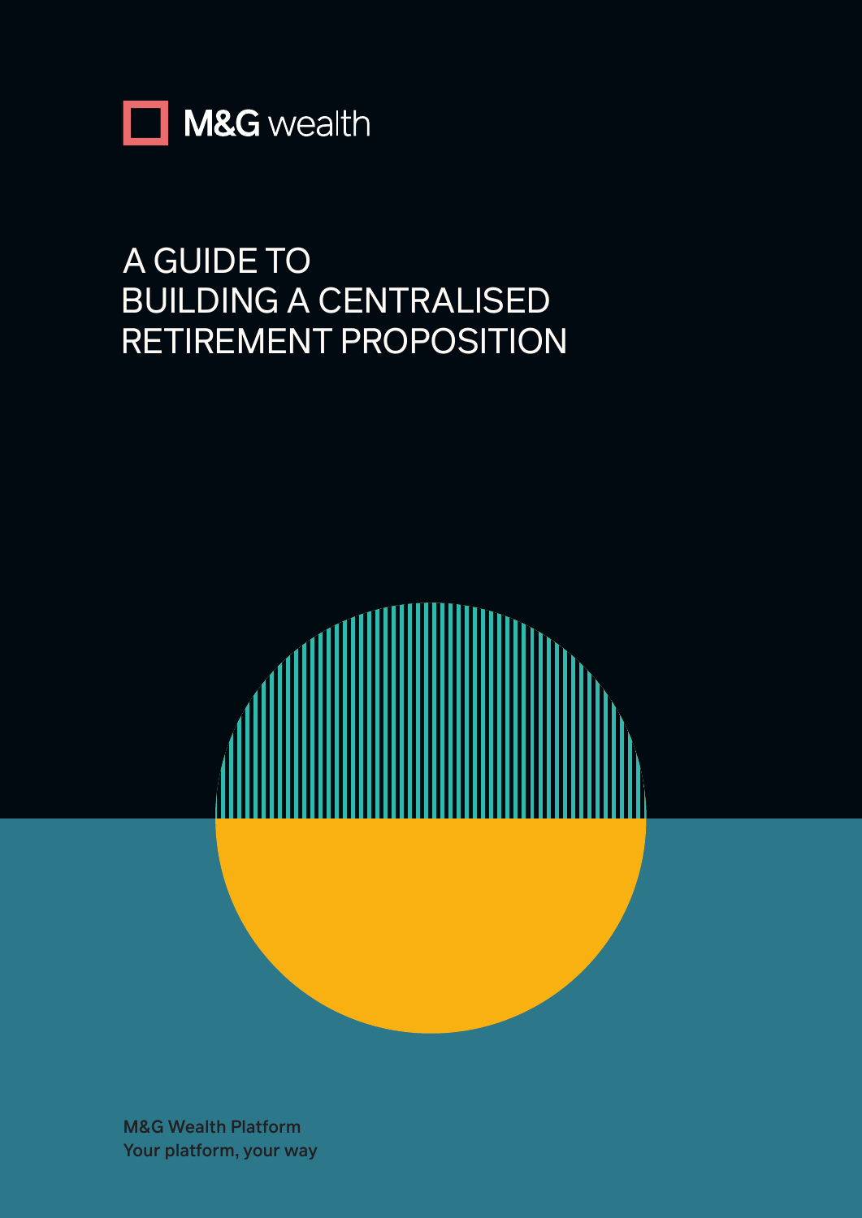M&G wealth

# A GUIDE TO BUILDING A CENTRALISED RETIREMENT PROPOSITION

M&G Wealth Platform
Your platform, your way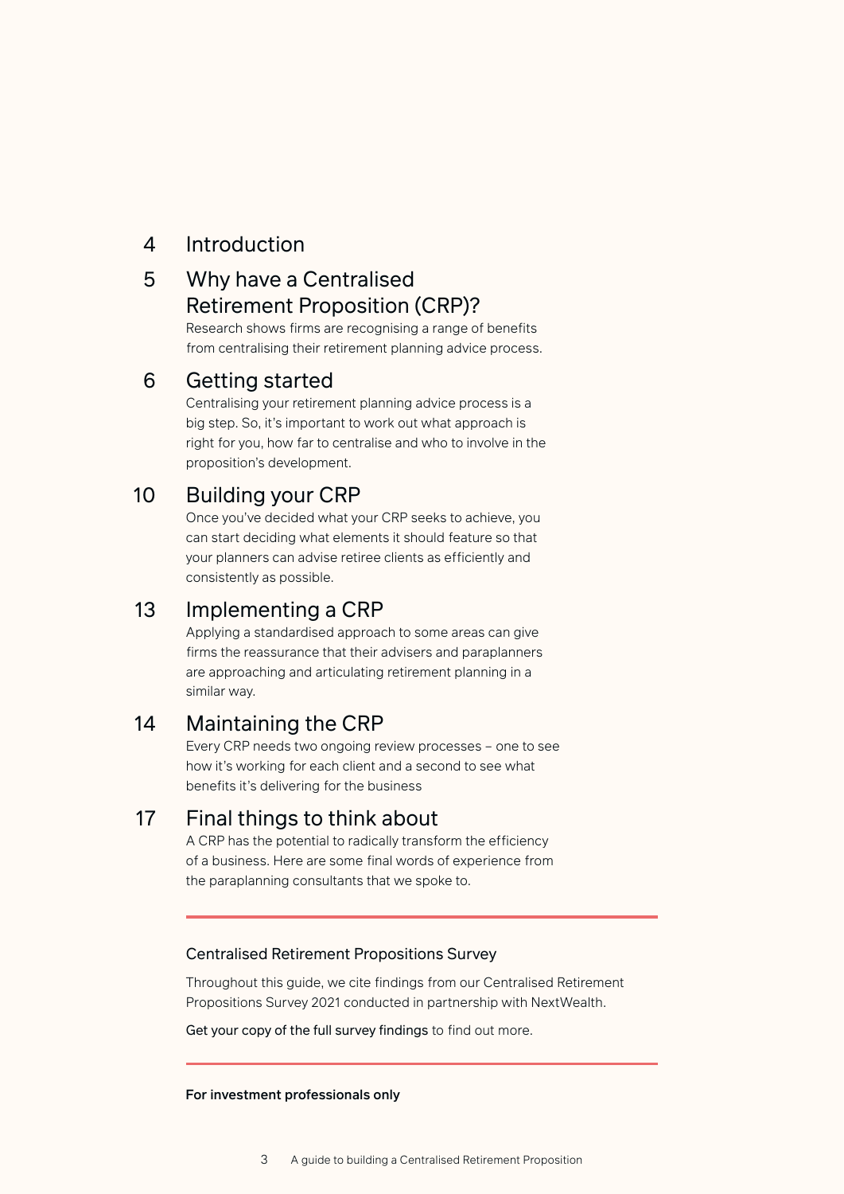4 Introduction

5 Why have a Centralised Retirement Proposition (CRP)?

Research shows firms are recognising a range of benefits from centralising their retirement planning advice process.

6 Getting started

Centralising your retirement planning advice process is a big step. So, it's important to work out what approach is right for you, how far to centralise and who to involve in the proposition's development.

10 Building your CRP

Once you've decided what your CRP seeks to achieve, you can start deciding what elements it should feature so that your planners can advise retiree clients as efficiently and consistently as possible.

13 Implementing a CRP

Applying a standardised approach to some areas can give firms the reassurance that their advisers and paraplanners are approaching and articulating retirement planning in a similar way.

14 Maintaining the CRP

Every CRP needs two ongoing review processes – one to see how it's working for each client and a second to see what benefits it's delivering for the business

17 Final things to think about

A CRP has the potential to radically transform the efficiency of a business. Here are some final words of experience from the paraplanning consultants that we spoke to.

---

Centralised Retirement Propositions Survey

Throughout this guide, we cite findings from our Centralised Retirement Propositions Survey 2021 conducted in partnership with NextWealth.

Get your copy of the full survey findings to find out more.

---

**For investment professionals only**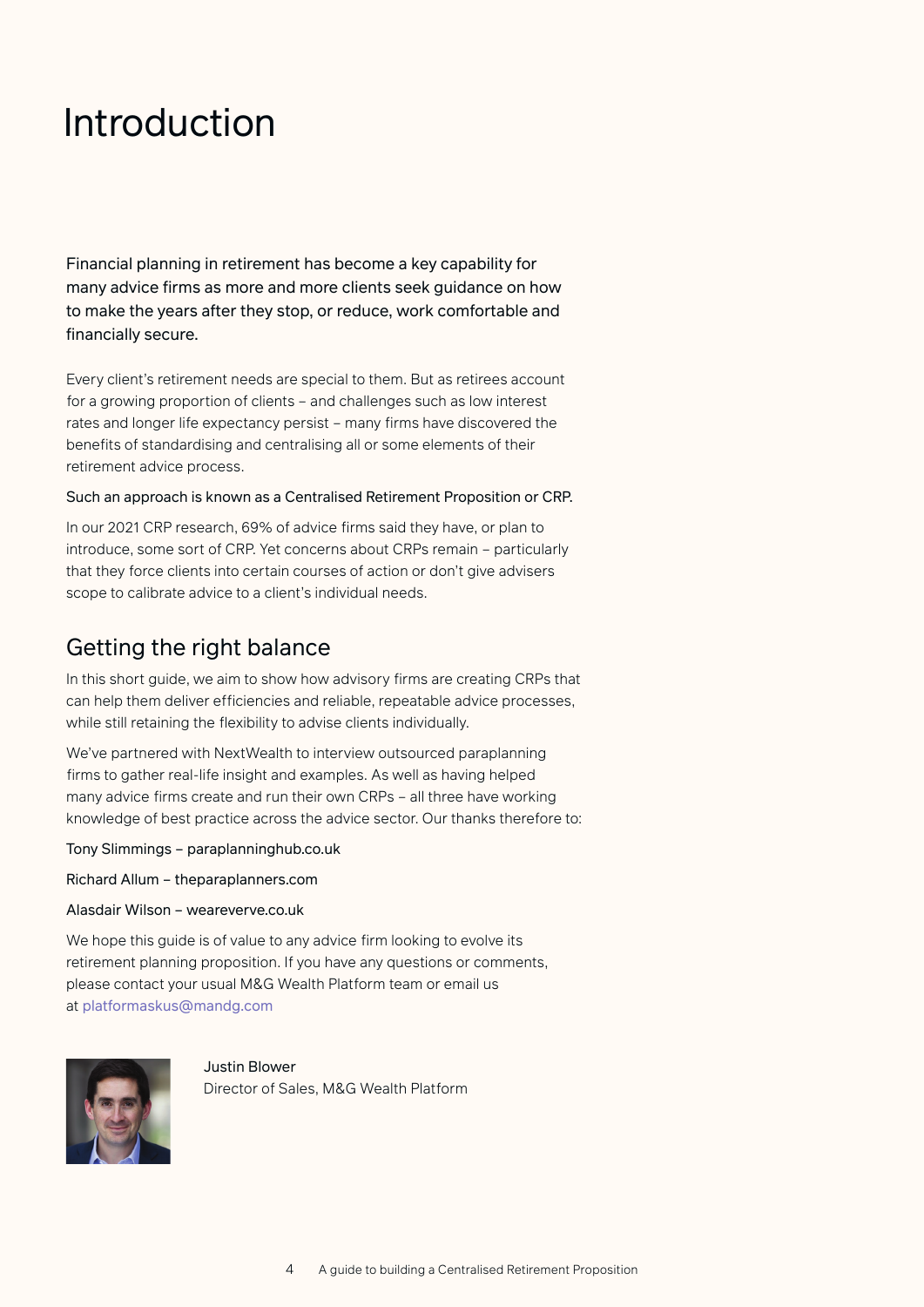# Introduction

Financial planning in retirement has become a key capability for many advice firms as more and more clients seek guidance on how to make the years after they stop, or reduce, work comfortable and financially secure.

Every client's retirement needs are special to them. But as retirees account for a growing proportion of clients – and challenges such as low interest rates and longer life expectancy persist – many firms have discovered the benefits of standardising and centralising all or some elements of their retirement advice process.

Such an approach is known as a Centralised Retirement Proposition or CRP.

In our 2021 CRP research, 69% of advice firms said they have, or plan to introduce, some sort of CRP. Yet concerns about CRPs remain – particularly that they force clients into certain courses of action or don't give advisers scope to calibrate advice to a client's individual needs.

## Getting the right balance

In this short guide, we aim to show how advisory firms are creating CRPs that can help them deliver efficiencies and reliable, repeatable advice processes, while still retaining the flexibility to advise clients individually.

We've partnered with NextWealth to interview outsourced paraplanning firms to gather real-life insight and examples. As well as having helped many advice firms create and run their own CRPs – all three have working knowledge of best practice across the advice sector. Our thanks therefore to:

Tony Slimmings – paraplanninghub.co.uk

Richard Allum – theparaplanners.com

Alasdair Wilson – weareverve.co.uk

We hope this guide is of value to any advice firm looking to evolve its retirement planning proposition. If you have any questions or comments, please contact your usual M&G Wealth Platform team or email us at platformaskus@mandg.com

Justin Blower
Director of Sales, M&G Wealth Platform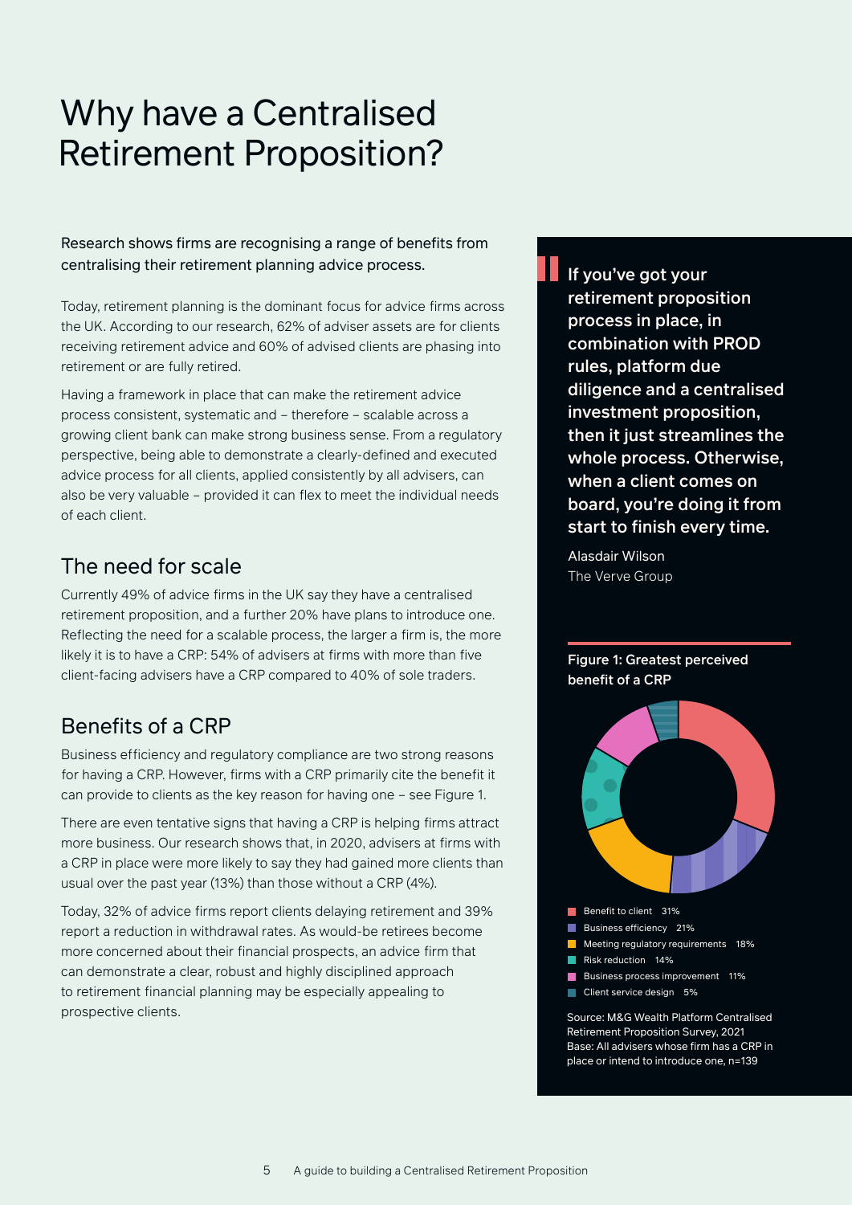# Why have a Centralised Retirement Proposition?

Research shows firms are recognising a range of benefits from centralising their retirement planning advice process.

Today, retirement planning is the dominant focus for advice firms across the UK. According to our research, 62% of adviser assets are for clients receiving retirement advice and 60% of advised clients are phasing into retirement or are fully retired.

Having a framework in place that can make the retirement advice process consistent, systematic and – therefore – scalable across a growing client bank can make strong business sense. From a regulatory perspective, being able to demonstrate a clearly-defined and executed advice process for all clients, applied consistently by all advisers, can also be very valuable – provided it can flex to meet the individual needs of each client.

## The need for scale

Currently 49% of advice firms in the UK say they have a centralised retirement proposition, and a further 20% have plans to introduce one. Reflecting the need for a scalable process, the larger a firm is, the more likely it is to have a CRP: 54% of advisers at firms with more than five client-facing advisers have a CRP compared to 40% of sole traders.

## Benefits of a CRP

Business efficiency and regulatory compliance are two strong reasons for having a CRP. However, firms with a CRP primarily cite the benefit it can provide to clients as the key reason for having one – see Figure 1.

There are even tentative signs that having a CRP is helping firms attract more business. Our research shows that, in 2020, advisers at firms with a CRP in place were more likely to say they had gained more clients than usual over the past year (13%) than those without a CRP (4%).

Today, 32% of advice firms report clients delaying retirement and 39% report a reduction in withdrawal rates. As would-be retirees become more concerned about their financial prospects, an advice firm that can demonstrate a clear, robust and highly disciplined approach to retirement financial planning may be especially appealing to prospective clients.

> **If you've got your retirement proposition process in place, in combination with PROD rules, platform due diligence and a centralised investment proposition, then it just streamlines the whole process. Otherwise, when a client comes on board, you're doing it from start to finish every time.**
>
> Alasdair Wilson
> The Verve Group

**Figure 1: Greatest perceived benefit of a CRP**

| Benefit | % |
| --- | --- |
| Benefit to client | 31% |
| Business efficiency | 21% |
| Meeting regulatory requirements | 18% |
| Risk reduction | 14% |
| Business process improvement | 11% |
| Client service design | 5% |

Source: M&G Wealth Platform Centralised Retirement Proposition Survey, 2021
Base: All advisers whose firm has a CRP in place or intend to introduce one, n=139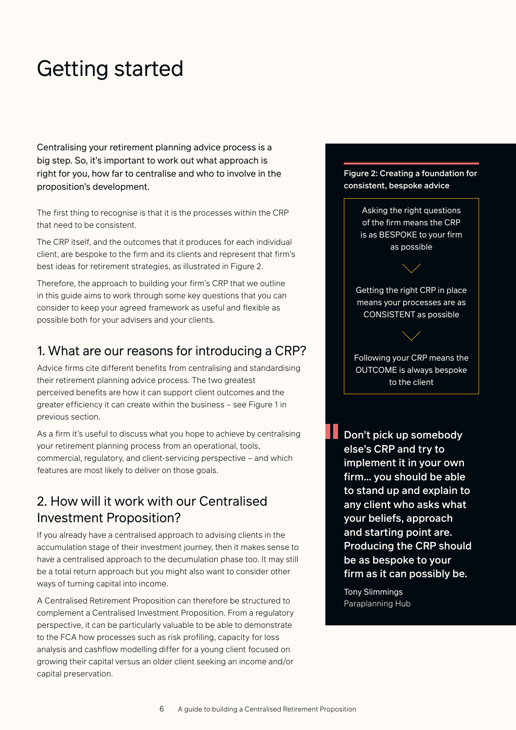# Getting started

Centralising your retirement planning advice process is a big step. So, it's important to work out what approach is right for you, how far to centralise and who to involve in the proposition's development.

The first thing to recognise is that it is the processes within the CRP that need to be consistent.

The CRP itself, and the outcomes that it produces for each individual client, are bespoke to the firm and its clients and represent that firm's best ideas for retirement strategies, as illustrated in Figure 2.

Therefore, the approach to building your firm's CRP that we outline in this guide aims to work through some key questions that you can consider to keep your agreed framework as useful and flexible as possible both for your advisers and your clients.

## 1. What are our reasons for introducing a CRP?

Advice firms cite different benefits from centralising and standardising their retirement planning advice process. The two greatest perceived benefits are how it can support client outcomes and the greater efficiency it can create within the business – see Figure 1 in previous section.

As a firm it's useful to discuss what you hope to achieve by centralising your retirement planning process from an operational, tools, commercial, regulatory, and client-servicing perspective – and which features are most likely to deliver on those goals.

## 2. How will it work with our Centralised Investment Proposition?

If you already have a centralised approach to advising clients in the accumulation stage of their investment journey, then it makes sense to have a centralised approach to the decumulation phase too. It may still be a total return approach but you might also want to consider other ways of turning capital into income.

A Centralised Retirement Proposition can therefore be structured to complement a Centralised Investment Proposition. From a regulatory perspective, it can be particularly valuable to be able to demonstrate to the FCA how processes such as risk profiling, capacity for loss analysis and cashflow modelling differ for a young client focused on growing their capital versus an older client seeking an income and/or capital preservation.

**Figure 2: Creating a foundation for consistent, bespoke advice**

Asking the right questions of the firm means the CRP is as BESPOKE to your firm as possible

Getting the right CRP in place means your processes are as CONSISTENT as possible

Following your CRP means the OUTCOME is always bespoke to the client

> **Don't pick up somebody else's CRP and try to implement it in your own firm… you should be able to stand up and explain to any client who asks what your beliefs, approach and starting point are. Producing the CRP should be as bespoke to your firm as it can possibly be.**
>
> Tony Slimmings
> Paraplanning Hub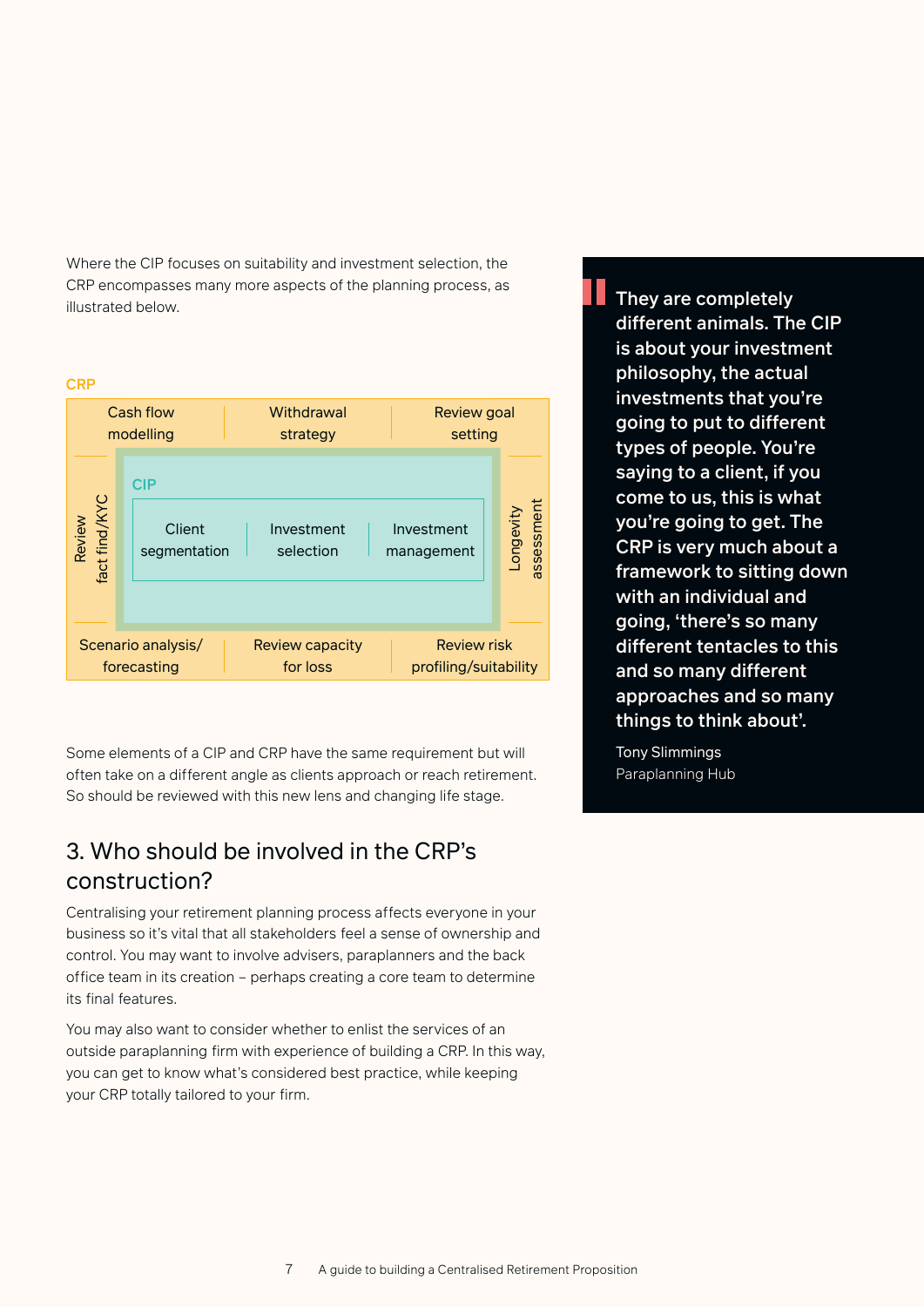Where the CIP focuses on suitability and investment selection, the CRP encompasses many more aspects of the planning process, as illustrated below.

**CRP**

| Cash flow modelling | Withdrawal strategy | Review goal setting |
|---|---|---|
| Review fact find/KYC | **CIP**: Client segmentation · Investment selection · Investment management | Longevity assessment |
| Scenario analysis/ forecasting | Review capacity for loss | Review risk profiling/suitability |

Some elements of a CIP and CRP have the same requirement but will often take on a different angle as clients approach or reach retirement. So should be reviewed with this new lens and changing life stage.

> **They are completely different animals. The CIP is about your investment philosophy, the actual investments that you're going to put to different types of people. You're saying to a client, if you come to us, this is what you're going to get. The CRP is very much about a framework to sitting down with an individual and going, 'there's so many different tentacles to this and so many different approaches and so many things to think about'.**
>
> Tony Slimmings
> Paraplanning Hub

## 3. Who should be involved in the CRP's construction?

Centralising your retirement planning process affects everyone in your business so it's vital that all stakeholders feel a sense of ownership and control. You may want to involve advisers, paraplanners and the back office team in its creation – perhaps creating a core team to determine its final features.

You may also want to consider whether to enlist the services of an outside paraplanning firm with experience of building a CRP. In this way, you can get to know what's considered best practice, while keeping your CRP totally tailored to your firm.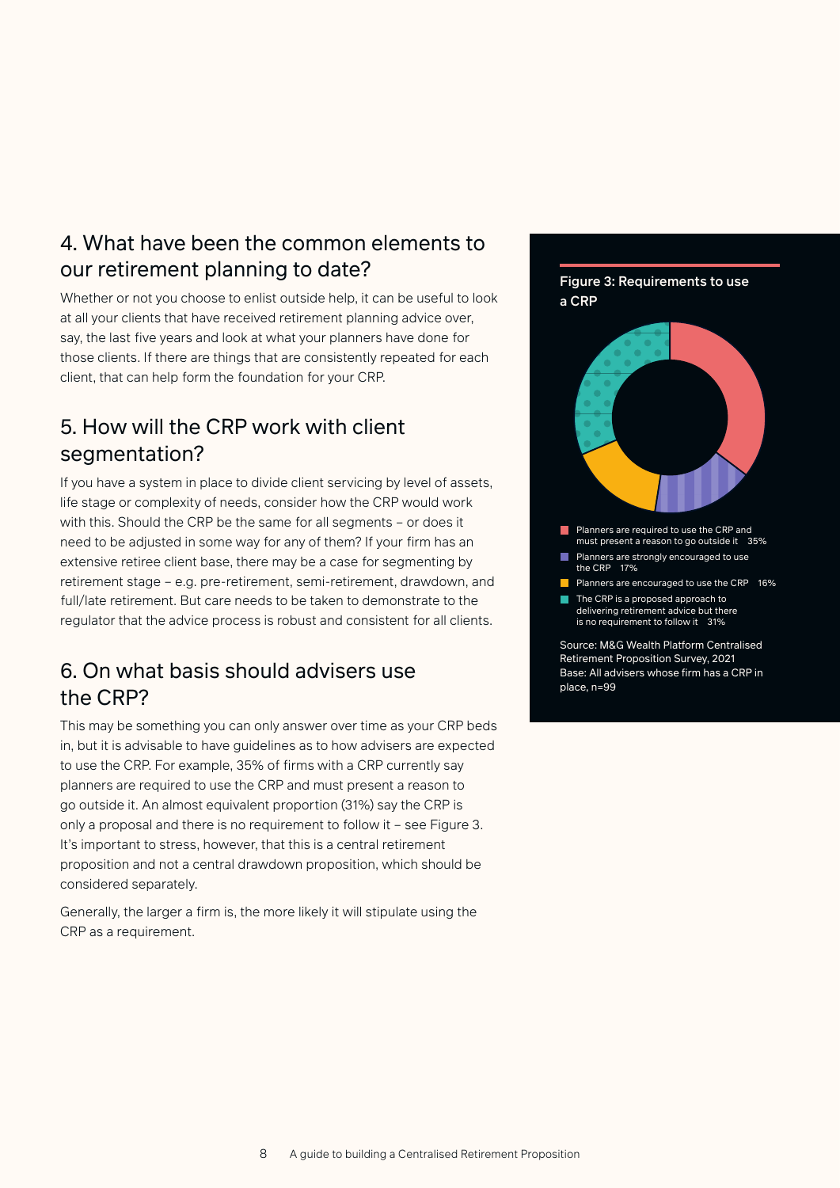## 4. What have been the common elements to our retirement planning to date?

Whether or not you choose to enlist outside help, it can be useful to look at all your clients that have received retirement planning advice over, say, the last five years and look at what your planners have done for those clients. If there are things that are consistently repeated for each client, that can help form the foundation for your CRP.

## 5. How will the CRP work with client segmentation?

If you have a system in place to divide client servicing by level of assets, life stage or complexity of needs, consider how the CRP would work with this. Should the CRP be the same for all segments – or does it need to be adjusted in some way for any of them? If your firm has an extensive retiree client base, there may be a case for segmenting by retirement stage – e.g. pre-retirement, semi-retirement, drawdown, and full/late retirement. But care needs to be taken to demonstrate to the regulator that the advice process is robust and consistent for all clients.

## 6. On what basis should advisers use the CRP?

This may be something you can only answer over time as your CRP beds in, but it is advisable to have guidelines as to how advisers are expected to use the CRP. For example, 35% of firms with a CRP currently say planners are required to use the CRP and must present a reason to go outside it. An almost equivalent proportion (31%) say the CRP is only a proposal and there is no requirement to follow it – see Figure 3. It's important to stress, however, that this is a central retirement proposition and not a central drawdown proposition, which should be considered separately.

Generally, the larger a firm is, the more likely it will stipulate using the CRP as a requirement.

**Figure 3: Requirements to use a CRP**

| Requirement | % |
|---|---|
| Planners are required to use the CRP and must present a reason to go outside it | 35% |
| Planners are strongly encouraged to use the CRP | 17% |
| Planners are encouraged to use the CRP | 16% |
| The CRP is a proposed approach to delivering retirement advice but there is no requirement to follow it | 31% |

Source: M&G Wealth Platform Centralised Retirement Proposition Survey, 2021
Base: All advisers whose firm has a CRP in place, n=99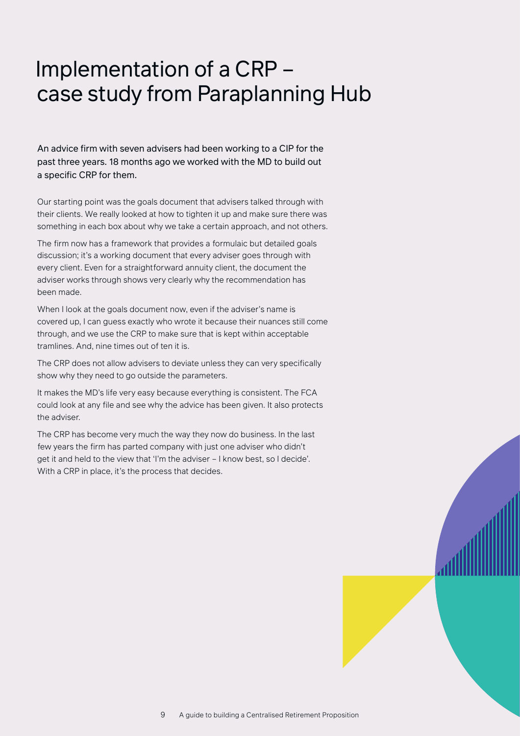# Implementation of a CRP – case study from Paraplanning Hub

An advice firm with seven advisers had been working to a CIP for the past three years. 18 months ago we worked with the MD to build out a specific CRP for them.

Our starting point was the goals document that advisers talked through with their clients. We really looked at how to tighten it up and make sure there was something in each box about why we take a certain approach, and not others.

The firm now has a framework that provides a formulaic but detailed goals discussion; it's a working document that every adviser goes through with every client. Even for a straightforward annuity client, the document the adviser works through shows very clearly why the recommendation has been made.

When I look at the goals document now, even if the adviser's name is covered up, I can guess exactly who wrote it because their nuances still come through, and we use the CRP to make sure that is kept within acceptable tramlines. And, nine times out of ten it is.

The CRP does not allow advisers to deviate unless they can very specifically show why they need to go outside the parameters.

It makes the MD's life very easy because everything is consistent. The FCA could look at any file and see why the advice has been given. It also protects the adviser.

The CRP has become very much the way they now do business. In the last few years the firm has parted company with just one adviser who didn't get it and held to the view that 'I'm the adviser – I know best, so I decide'. With a CRP in place, it's the process that decides.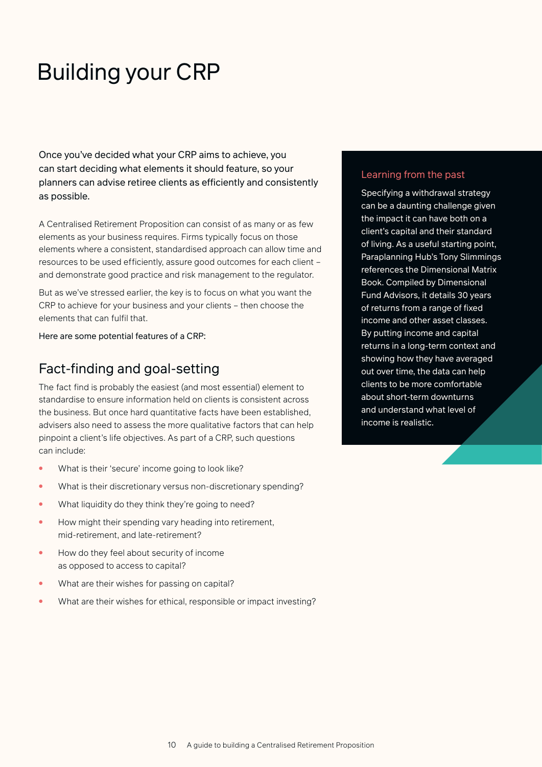# Building your CRP

Once you've decided what your CRP aims to achieve, you can start deciding what elements it should feature, so your planners can advise retiree clients as efficiently and consistently as possible.

A Centralised Retirement Proposition can consist of as many or as few elements as your business requires. Firms typically focus on those elements where a consistent, standardised approach can allow time and resources to be used efficiently, assure good outcomes for each client – and demonstrate good practice and risk management to the regulator.

But as we've stressed earlier, the key is to focus on what you want the CRP to achieve for your business and your clients – then choose the elements that can fulfil that.

Here are some potential features of a CRP:

## Fact-finding and goal-setting

The fact find is probably the easiest (and most essential) element to standardise to ensure information held on clients is consistent across the business. But once hard quantitative facts have been established, advisers also need to assess the more qualitative factors that can help pinpoint a client's life objectives. As part of a CRP, such questions can include:

- What is their 'secure' income going to look like?
- What is their discretionary versus non-discretionary spending?
- What liquidity do they think they're going to need?
- How might their spending vary heading into retirement, mid-retirement, and late-retirement?
- How do they feel about security of income as opposed to access to capital?
- What are their wishes for passing on capital?
- What are their wishes for ethical, responsible or impact investing?

### Learning from the past

Specifying a withdrawal strategy can be a daunting challenge given the impact it can have both on a client's capital and their standard of living. As a useful starting point, Paraplanning Hub's Tony Slimmings references the Dimensional Matrix Book. Compiled by Dimensional Fund Advisors, it details 30 years of returns from a range of fixed income and other asset classes. By putting income and capital returns in a long-term context and showing how they have averaged out over time, the data can help clients to be more comfortable about short-term downturns and understand what level of income is realistic.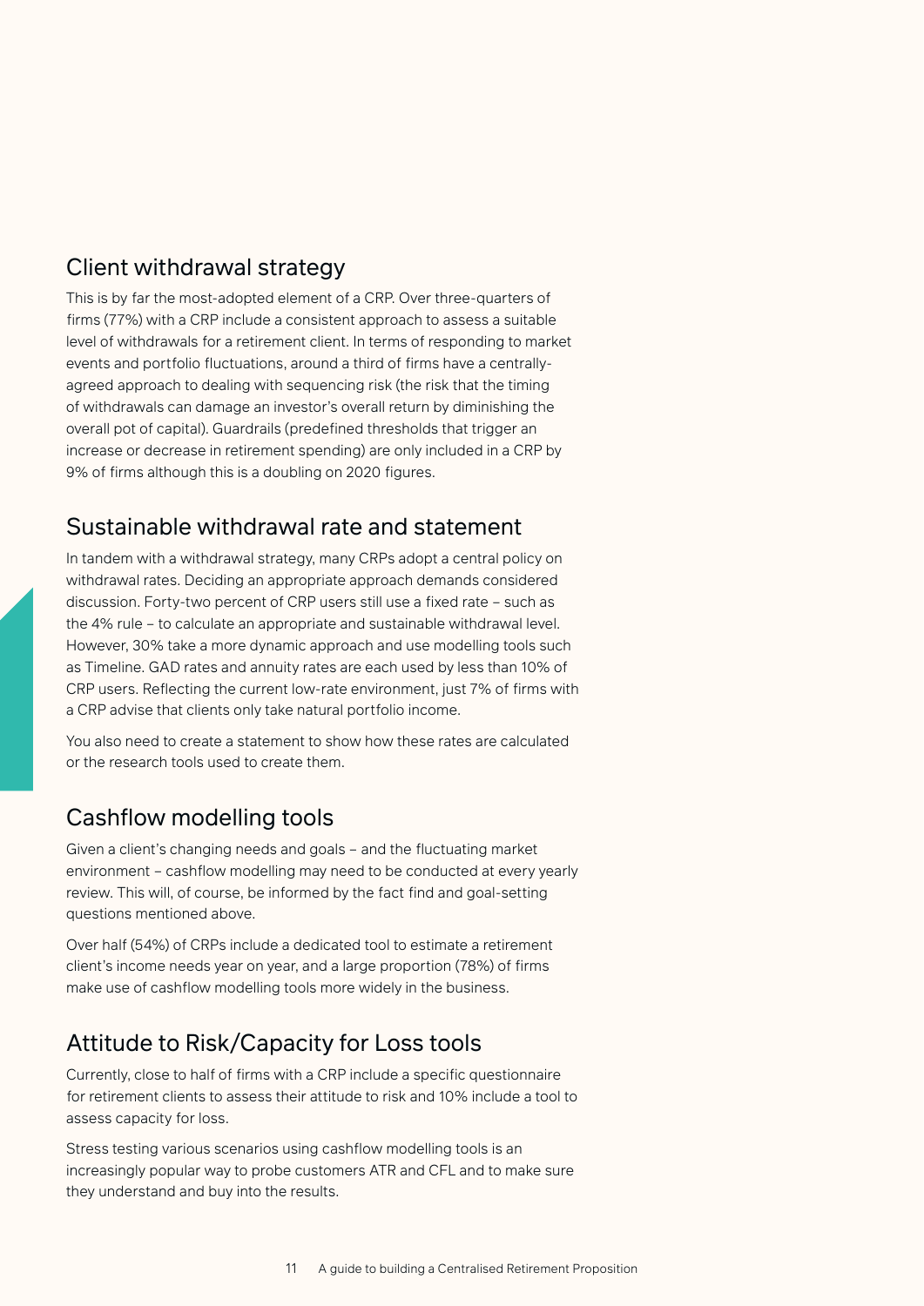## Client withdrawal strategy

This is by far the most-adopted element of a CRP. Over three-quarters of firms (77%) with a CRP include a consistent approach to assess a suitable level of withdrawals for a retirement client. In terms of responding to market events and portfolio fluctuations, around a third of firms have a centrally-agreed approach to dealing with sequencing risk (the risk that the timing of withdrawals can damage an investor's overall return by diminishing the overall pot of capital). Guardrails (predefined thresholds that trigger an increase or decrease in retirement spending) are only included in a CRP by 9% of firms although this is a doubling on 2020 figures.

## Sustainable withdrawal rate and statement

In tandem with a withdrawal strategy, many CRPs adopt a central policy on withdrawal rates. Deciding an appropriate approach demands considered discussion. Forty-two percent of CRP users still use a fixed rate – such as the 4% rule – to calculate an appropriate and sustainable withdrawal level. However, 30% take a more dynamic approach and use modelling tools such as Timeline. GAD rates and annuity rates are each used by less than 10% of CRP users. Reflecting the current low-rate environment, just 7% of firms with a CRP advise that clients only take natural portfolio income.

You also need to create a statement to show how these rates are calculated or the research tools used to create them.

## Cashflow modelling tools

Given a client's changing needs and goals – and the fluctuating market environment – cashflow modelling may need to be conducted at every yearly review. This will, of course, be informed by the fact find and goal-setting questions mentioned above.

Over half (54%) of CRPs include a dedicated tool to estimate a retirement client's income needs year on year, and a large proportion (78%) of firms make use of cashflow modelling tools more widely in the business.

## Attitude to Risk/Capacity for Loss tools

Currently, close to half of firms with a CRP include a specific questionnaire for retirement clients to assess their attitude to risk and 10% include a tool to assess capacity for loss.

Stress testing various scenarios using cashflow modelling tools is an increasingly popular way to probe customers ATR and CFL and to make sure they understand and buy into the results.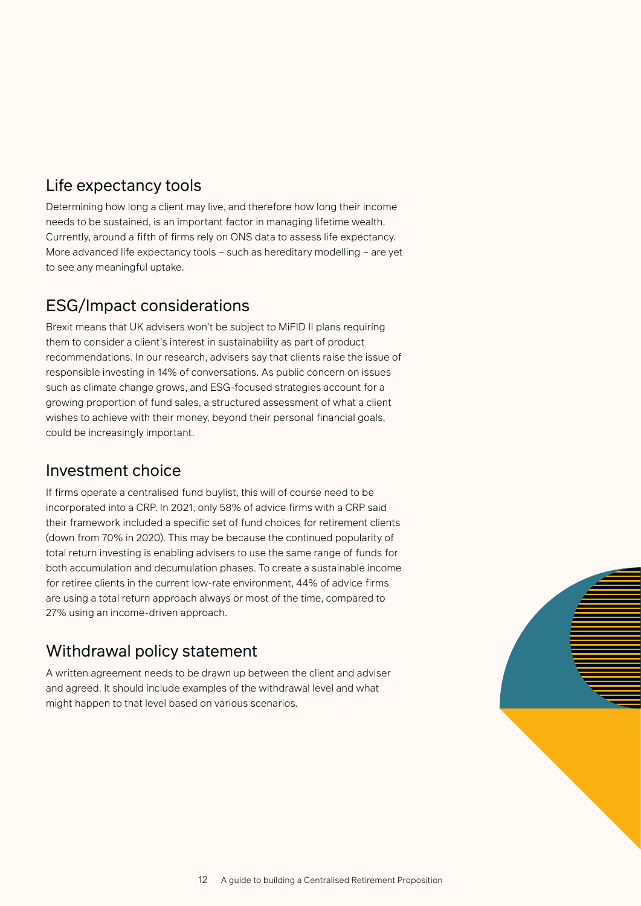## Life expectancy tools

Determining how long a client may live, and therefore how long their income needs to be sustained, is an important factor in managing lifetime wealth. Currently, around a fifth of firms rely on ONS data to assess life expectancy. More advanced life expectancy tools – such as hereditary modelling – are yet to see any meaningful uptake.

## ESG/Impact considerations

Brexit means that UK advisers won't be subject to MiFID II plans requiring them to consider a client's interest in sustainability as part of product recommendations. In our research, advisers say that clients raise the issue of responsible investing in 14% of conversations. As public concern on issues such as climate change grows, and ESG-focused strategies account for a growing proportion of fund sales, a structured assessment of what a client wishes to achieve with their money, beyond their personal financial goals, could be increasingly important.

## Investment choice

If firms operate a centralised fund buylist, this will of course need to be incorporated into a CRP. In 2021, only 58% of advice firms with a CRP said their framework included a specific set of fund choices for retirement clients (down from 70% in 2020). This may be because the continued popularity of total return investing is enabling advisers to use the same range of funds for both accumulation and decumulation phases. To create a sustainable income for retiree clients in the current low-rate environment, 44% of advice firms are using a total return approach always or most of the time, compared to 27% using an income-driven approach.

## Withdrawal policy statement

A written agreement needs to be drawn up between the client and adviser and agreed. It should include examples of the withdrawal level and what might happen to that level based on various scenarios.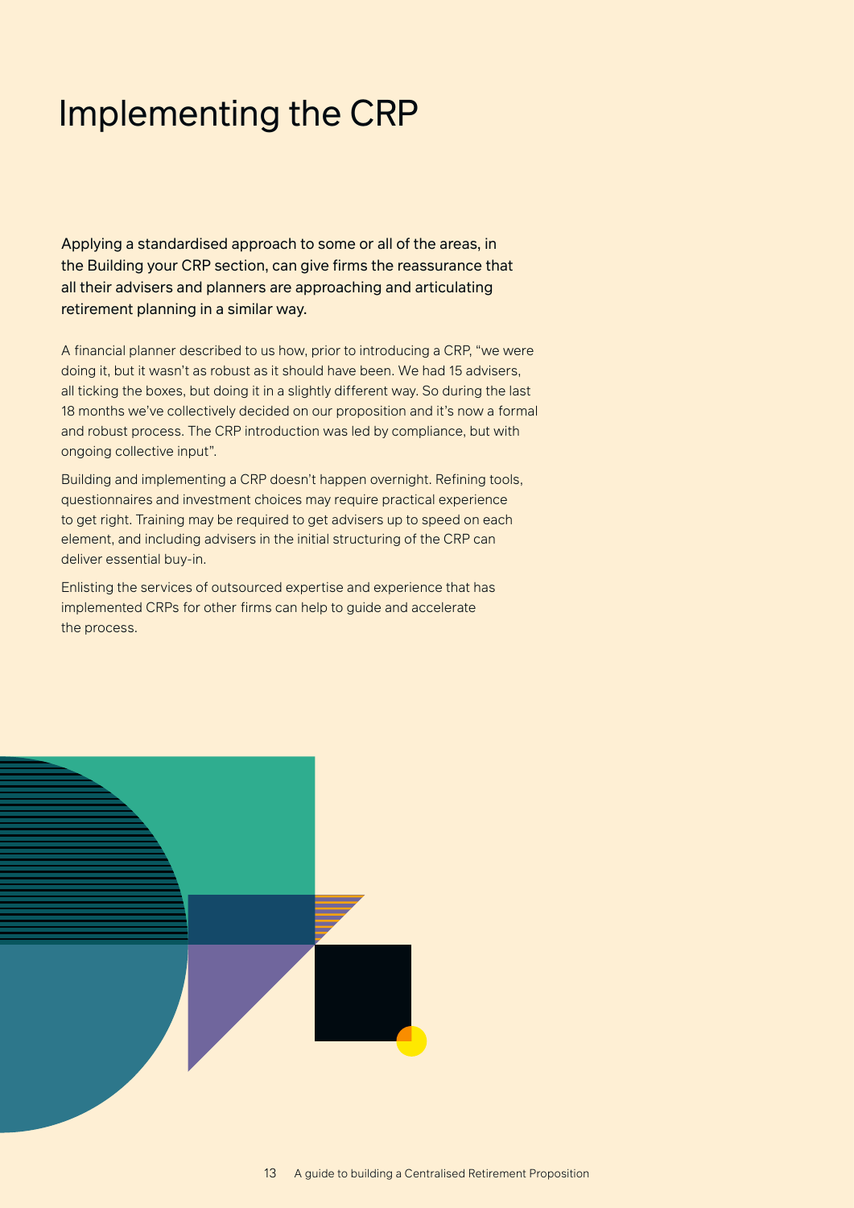# Implementing the CRP

Applying a standardised approach to some or all of the areas, in the Building your CRP section, can give firms the reassurance that all their advisers and planners are approaching and articulating retirement planning in a similar way.

A financial planner described to us how, prior to introducing a CRP, "we were doing it, but it wasn't as robust as it should have been. We had 15 advisers, all ticking the boxes, but doing it in a slightly different way. So during the last 18 months we've collectively decided on our proposition and it's now a formal and robust process. The CRP introduction was led by compliance, but with ongoing collective input".

Building and implementing a CRP doesn't happen overnight. Refining tools, questionnaires and investment choices may require practical experience to get right. Training may be required to get advisers up to speed on each element, and including advisers in the initial structuring of the CRP can deliver essential buy-in.

Enlisting the services of outsourced expertise and experience that has implemented CRPs for other firms can help to guide and accelerate the process.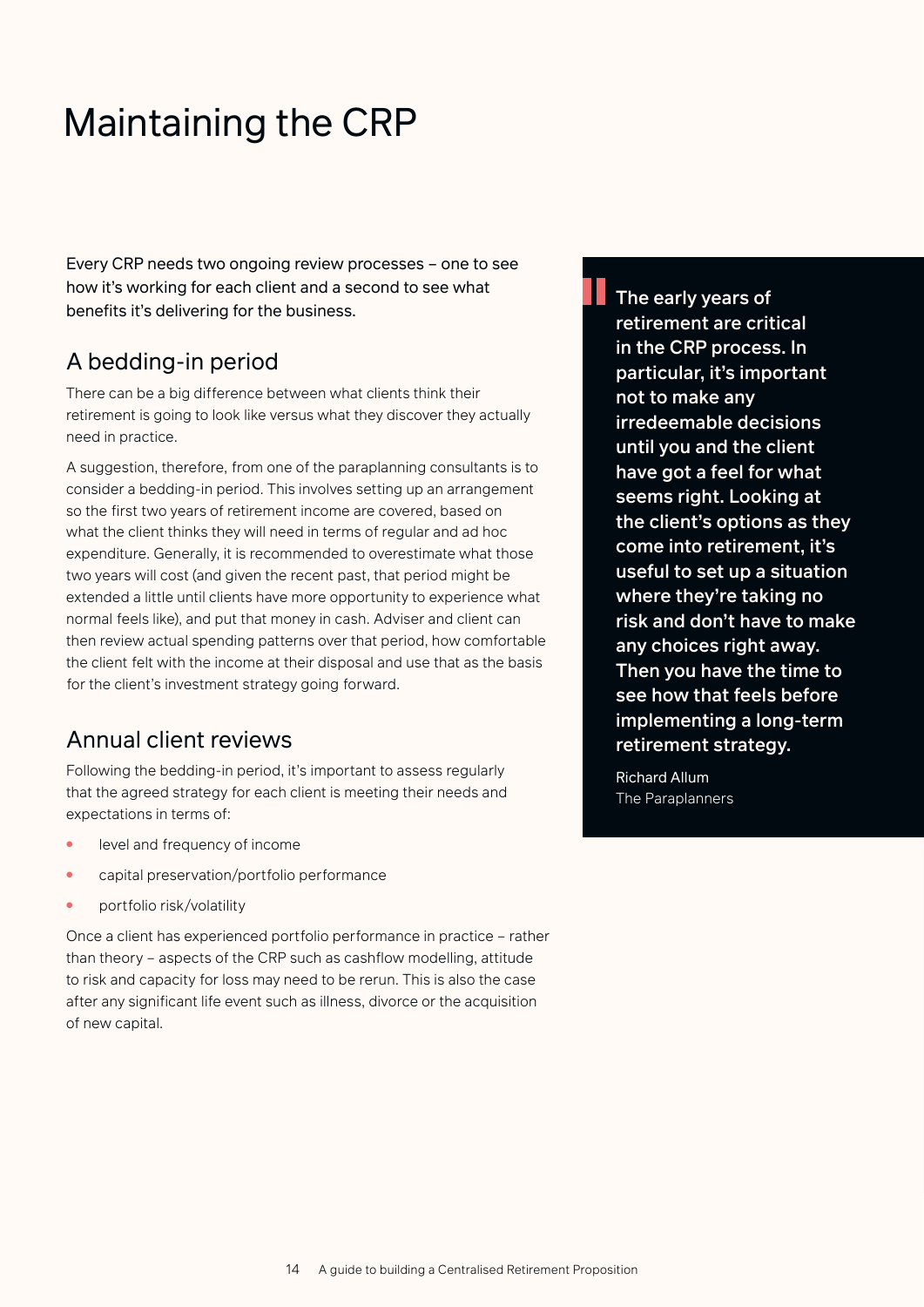# Maintaining the CRP

Every CRP needs two ongoing review processes – one to see how it's working for each client and a second to see what benefits it's delivering for the business.

## A bedding-in period

There can be a big difference between what clients think their retirement is going to look like versus what they discover they actually need in practice.

A suggestion, therefore, from one of the paraplanning consultants is to consider a bedding-in period. This involves setting up an arrangement so the first two years of retirement income are covered, based on what the client thinks they will need in terms of regular and ad hoc expenditure. Generally, it is recommended to overestimate what those two years will cost (and given the recent past, that period might be extended a little until clients have more opportunity to experience what normal feels like), and put that money in cash. Adviser and client can then review actual spending patterns over that period, how comfortable the client felt with the income at their disposal and use that as the basis for the client's investment strategy going forward.

## Annual client reviews

Following the bedding-in period, it's important to assess regularly that the agreed strategy for each client is meeting their needs and expectations in terms of:

- level and frequency of income
- capital preservation/portfolio performance
- portfolio risk/volatility

Once a client has experienced portfolio performance in practice – rather than theory – aspects of the CRP such as cashflow modelling, attitude to risk and capacity for loss may need to be rerun. This is also the case after any significant life event such as illness, divorce or the acquisition of new capital.

> **The early years of retirement are critical in the CRP process. In particular, it's important not to make any irredeemable decisions until you and the client have got a feel for what seems right. Looking at the client's options as they come into retirement, it's useful to set up a situation where they're taking no risk and don't have to make any choices right away. Then you have the time to see how that feels before implementing a long-term retirement strategy.**
>
> Richard Allum
> The Paraplanners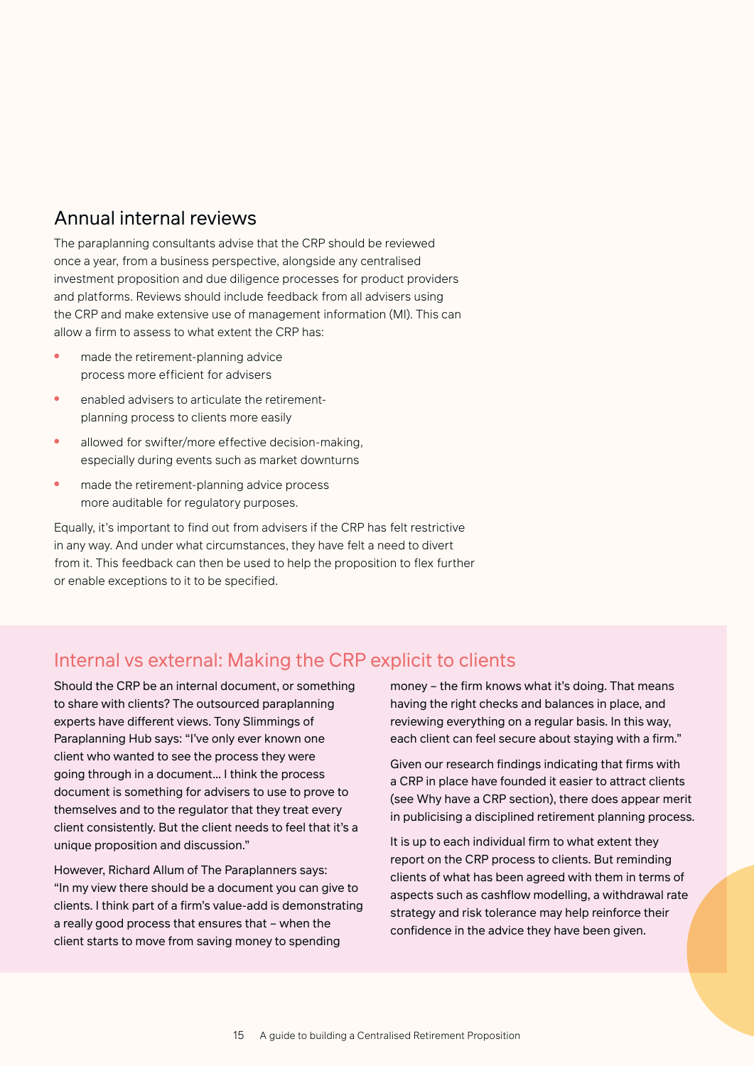## Annual internal reviews

The paraplanning consultants advise that the CRP should be reviewed once a year, from a business perspective, alongside any centralised investment proposition and due diligence processes for product providers and platforms. Reviews should include feedback from all advisers using the CRP and make extensive use of management information (MI). This can allow a firm to assess to what extent the CRP has:

- made the retirement-planning advice process more efficient for advisers
- enabled advisers to articulate the retirement-planning process to clients more easily
- allowed for swifter/more effective decision-making, especially during events such as market downturns
- made the retirement-planning advice process more auditable for regulatory purposes.

Equally, it's important to find out from advisers if the CRP has felt restrictive in any way. And under what circumstances, they have felt a need to divert from it. This feedback can then be used to help the proposition to flex further or enable exceptions to it to be specified.

## Internal vs external: Making the CRP explicit to clients

Should the CRP be an internal document, or something to share with clients? The outsourced paraplanning experts have different views. Tony Slimmings of Paraplanning Hub says: "I've only ever known one client who wanted to see the process they were going through in a document… I think the process document is something for advisers to use to prove to themselves and to the regulator that they treat every client consistently. But the client needs to feel that it's a unique proposition and discussion."

However, Richard Allum of The Paraplanners says: "In my view there should be a document you can give to clients. I think part of a firm's value-add is demonstrating a really good process that ensures that – when the client starts to move from saving money to spending money – the firm knows what it's doing. That means having the right checks and balances in place, and reviewing everything on a regular basis. In this way, each client can feel secure about staying with a firm."

Given our research findings indicating that firms with a CRP in place have founded it easier to attract clients (see Why have a CRP section), there does appear merit in publicising a disciplined retirement planning process.

It is up to each individual firm to what extent they report on the CRP process to clients. But reminding clients of what has been agreed with them in terms of aspects such as cashflow modelling, a withdrawal rate strategy and risk tolerance may help reinforce their confidence in the advice they have been given.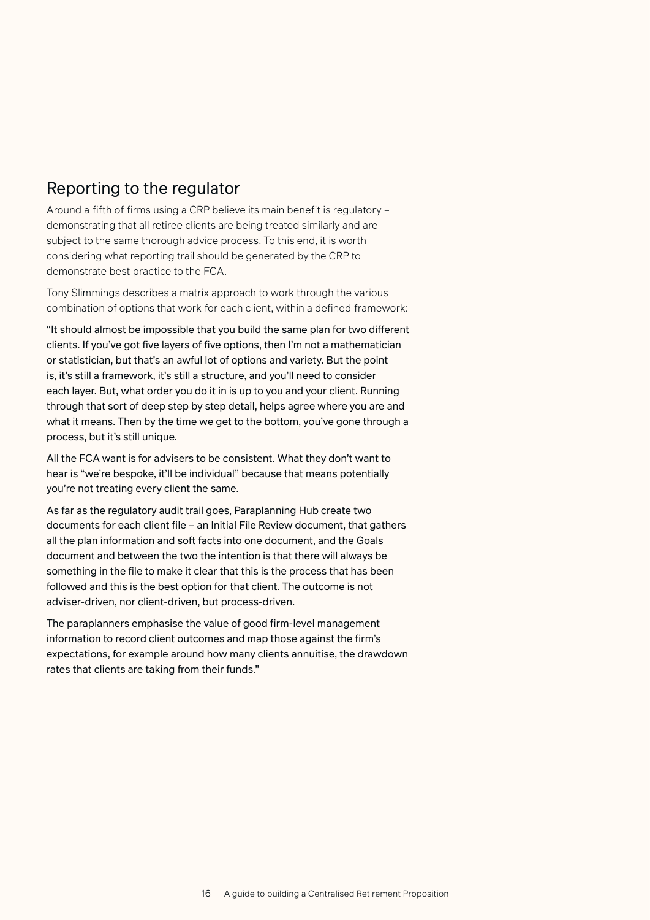## Reporting to the regulator

Around a fifth of firms using a CRP believe its main benefit is regulatory – demonstrating that all retiree clients are being treated similarly and are subject to the same thorough advice process. To this end, it is worth considering what reporting trail should be generated by the CRP to demonstrate best practice to the FCA.

Tony Slimmings describes a matrix approach to work through the various combination of options that work for each client, within a defined framework:

"It should almost be impossible that you build the same plan for two different clients. If you've got five layers of five options, then I'm not a mathematician or statistician, but that's an awful lot of options and variety. But the point is, it's still a framework, it's still a structure, and you'll need to consider each layer. But, what order you do it in is up to you and your client. Running through that sort of deep step by step detail, helps agree where you are and what it means. Then by the time we get to the bottom, you've gone through a process, but it's still unique.

All the FCA want is for advisers to be consistent. What they don't want to hear is "we're bespoke, it'll be individual" because that means potentially you're not treating every client the same.

As far as the regulatory audit trail goes, Paraplanning Hub create two documents for each client file – an Initial File Review document, that gathers all the plan information and soft facts into one document, and the Goals document and between the two the intention is that there will always be something in the file to make it clear that this is the process that has been followed and this is the best option for that client. The outcome is not adviser-driven, nor client-driven, but process-driven.

The paraplanners emphasise the value of good firm-level management information to record client outcomes and map those against the firm's expectations, for example around how many clients annuitise, the drawdown rates that clients are taking from their funds."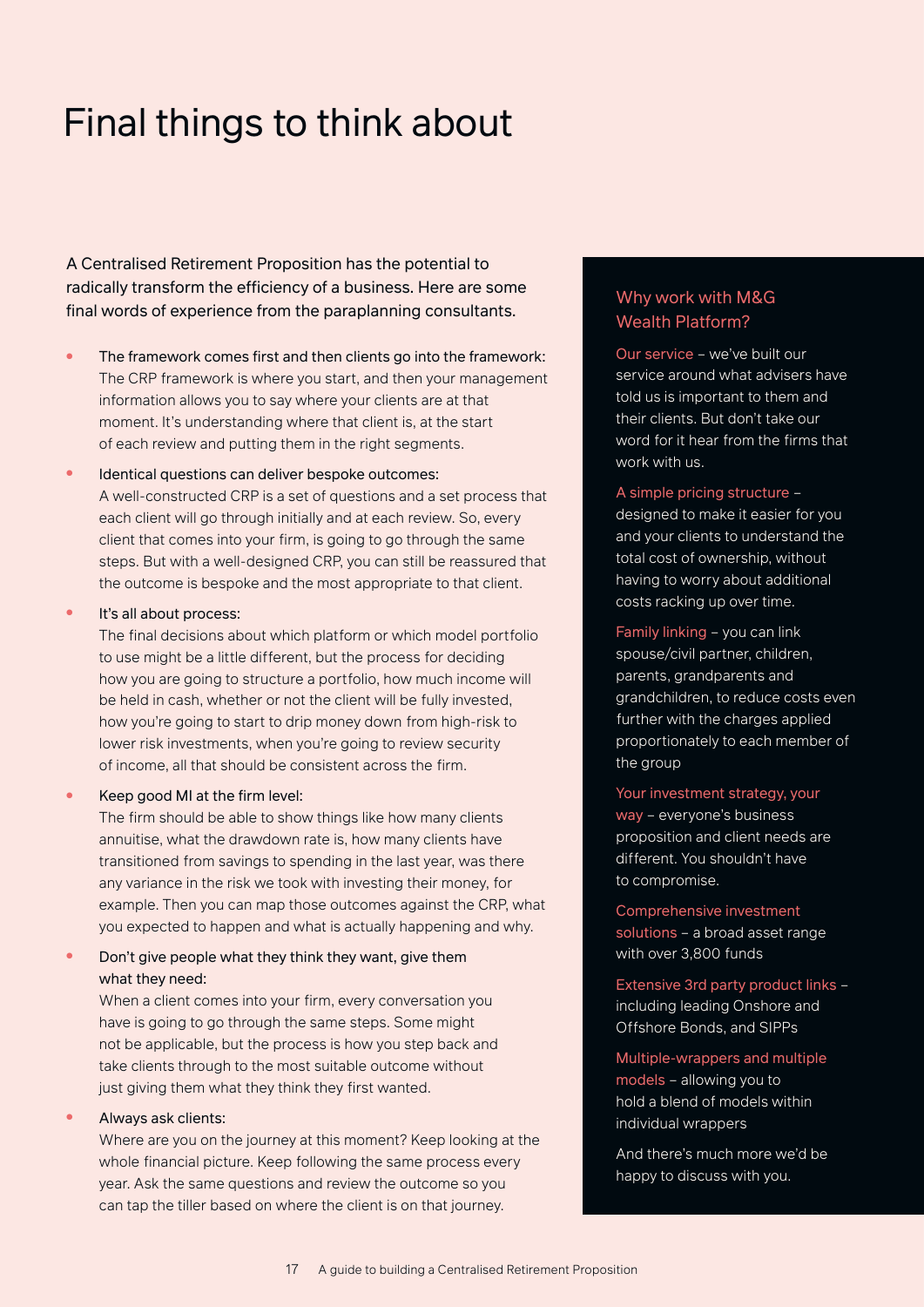# Final things to think about

A Centralised Retirement Proposition has the potential to radically transform the efficiency of a business. Here are some final words of experience from the paraplanning consultants.

- The framework comes first and then clients go into the framework:
  The CRP framework is where you start, and then your management information allows you to say where your clients are at that moment. It's understanding where that client is, at the start of each review and putting them in the right segments.
- Identical questions can deliver bespoke outcomes:
  A well-constructed CRP is a set of questions and a set process that each client will go through initially and at each review. So, every client that comes into your firm, is going to go through the same steps. But with a well-designed CRP, you can still be reassured that the outcome is bespoke and the most appropriate to that client.
- It's all about process:
  The final decisions about which platform or which model portfolio to use might be a little different, but the process for deciding how you are going to structure a portfolio, how much income will be held in cash, whether or not the client will be fully invested, how you're going to start to drip money down from high-risk to lower risk investments, when you're going to review security of income, all that should be consistent across the firm.
- Keep good MI at the firm level:
  The firm should be able to show things like how many clients annuitise, what the drawdown rate is, how many clients have transitioned from savings to spending in the last year, was there any variance in the risk we took with investing their money, for example. Then you can map those outcomes against the CRP, what you expected to happen and what is actually happening and why.
- Don't give people what they think they want, give them what they need:
  When a client comes into your firm, every conversation you have is going to go through the same steps. Some might not be applicable, but the process is how you step back and take clients through to the most suitable outcome without just giving them what they think they first wanted.
- Always ask clients:
  Where are you on the journey at this moment? Keep looking at the whole financial picture. Keep following the same process every year. Ask the same questions and review the outcome so you can tap the tiller based on where the client is on that journey.

## Why work with M&G Wealth Platform?

**Our service** – we've built our service around what advisers have told us is important to them and their clients. But don't take our word for it hear from the firms that work with us.

**A simple pricing structure** – designed to make it easier for you and your clients to understand the total cost of ownership, without having to worry about additional costs racking up over time.

**Family linking** – you can link spouse/civil partner, children, parents, grandparents and grandchildren, to reduce costs even further with the charges applied proportionately to each member of the group

**Your investment strategy, your way** – everyone's business proposition and client needs are different. You shouldn't have to compromise.

**Comprehensive investment solutions** – a broad asset range with over 3,800 funds

**Extensive 3rd party product links** – including leading Onshore and Offshore Bonds, and SIPPs

**Multiple-wrappers and multiple models** – allowing you to hold a blend of models within individual wrappers

And there's much more we'd be happy to discuss with you.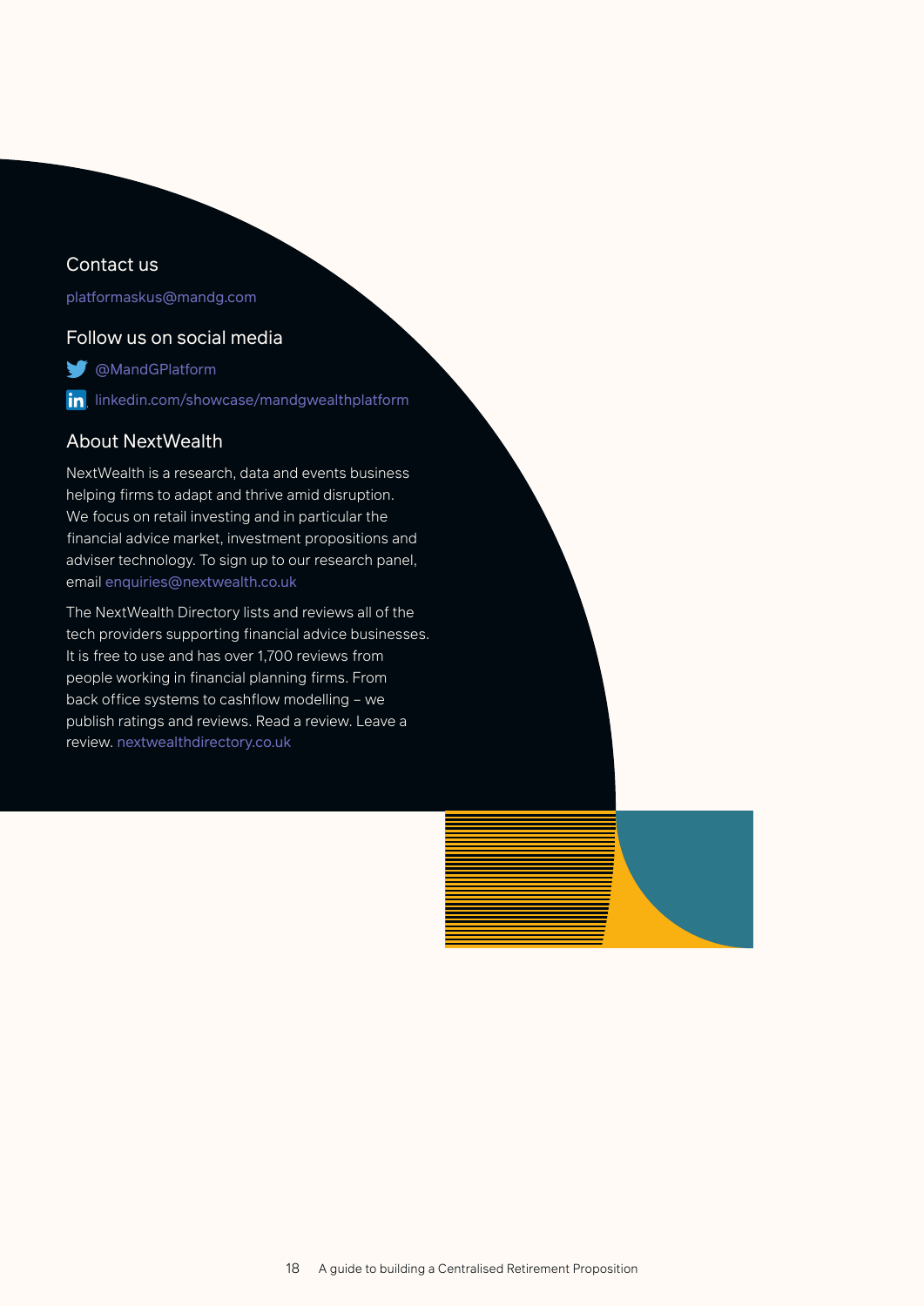## Contact us

platformaskus@mandg.com

## Follow us on social media

@MandGPlatform

linkedin.com/showcase/mandgwealthplatform

## About NextWealth

NextWealth is a research, data and events business helping firms to adapt and thrive amid disruption. We focus on retail investing and in particular the financial advice market, investment propositions and adviser technology. To sign up to our research panel, email enquiries@nextwealth.co.uk

The NextWealth Directory lists and reviews all of the tech providers supporting financial advice businesses. It is free to use and has over 1,700 reviews from people working in financial planning firms. From back office systems to cashflow modelling – we publish ratings and reviews. Read a review. Leave a review. nextwealthdirectory.co.uk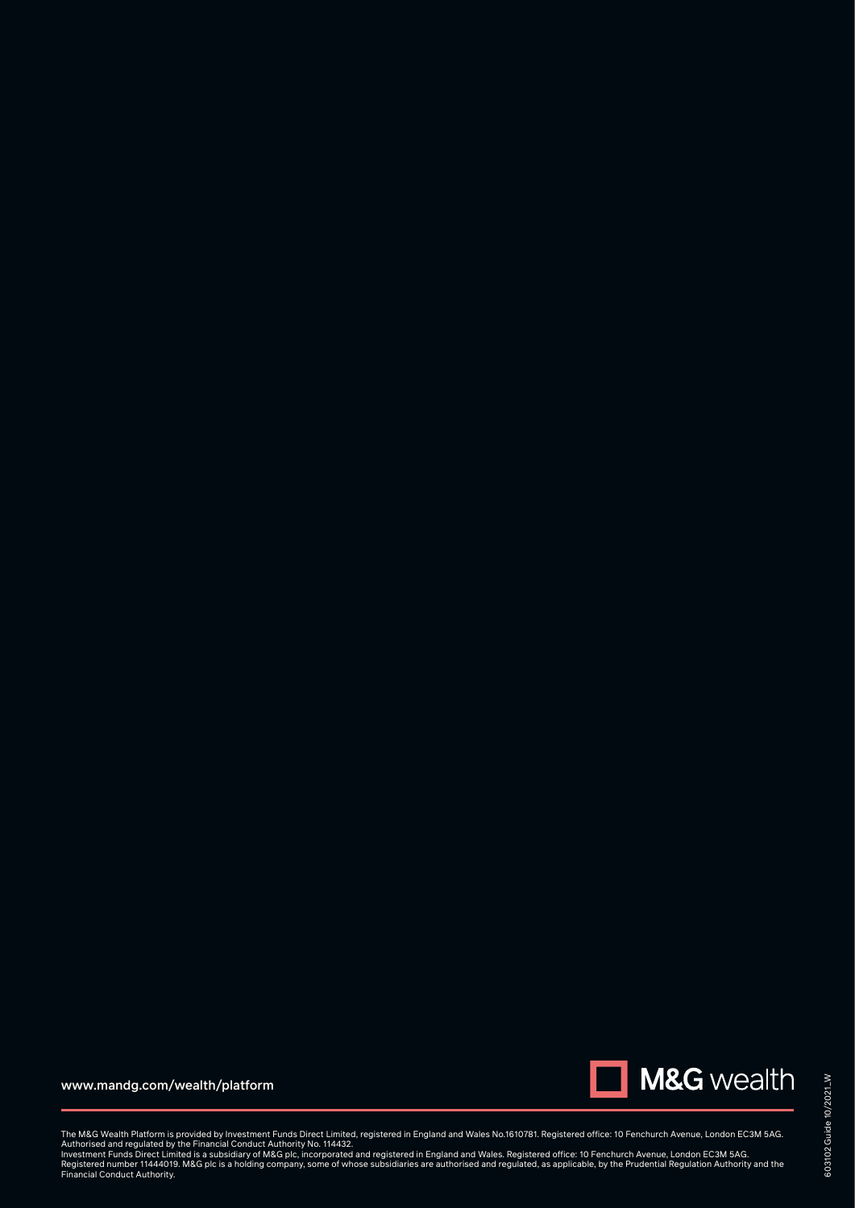www.mandg.com/wealth/platform

M&G wealth

The M&G Wealth Platform is provided by Investment Funds Direct Limited, registered in England and Wales No.1610781. Registered office: 10 Fenchurch Avenue, London EC3M 5AG. Authorised and regulated by the Financial Conduct Authority No. 114432.
Investment Funds Direct Limited is a subsidiary of M&G plc, incorporated and registered in England and Wales. Registered office: 10 Fenchurch Avenue, London EC3M 5AG. Registered number 11444019. M&G plc is a holding company, some of whose subsidiaries are authorised and regulated, as applicable, by the Prudential Regulation Authority and the Financial Conduct Authority.

603102 Guide 10/2021_W